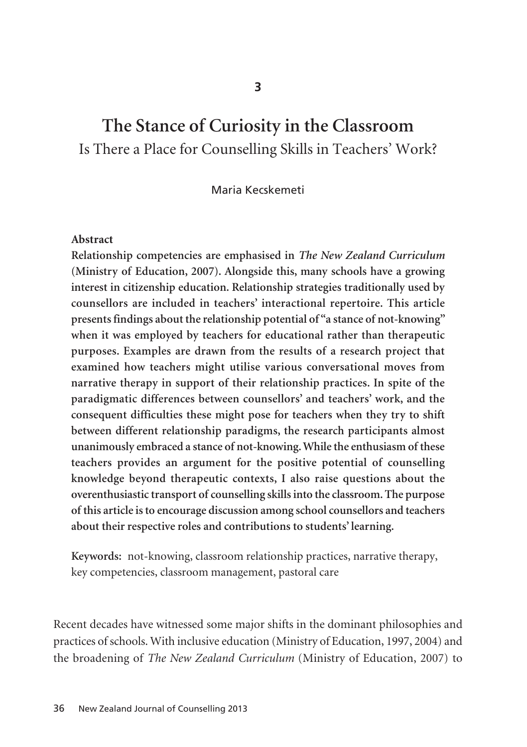3

# The Stance of Curiosity in the Classroom

## Is There a Place for Counselling Skills in Teachers' Work?

Maria Kecskemeti

**Abstract**

**Relationship competencies are emphasised in *The New Zealand Curriculum* (Ministry of Education, 2007). Alongside this, many schools have a growing interest in citizenship education. Relationship strategies traditionally used by counsellors are included in teachers' interactional repertoire. This article presents findings about the relationship potential of "a stance of not-knowing" when it was employed by teachers for educational rather than therapeutic purposes. Examples are drawn from the results of a research project that examined how teachers might utilise various conversational moves from narrative therapy in support of their relationship practices. In spite of the paradigmatic differences between counsellors' and teachers' work, and the consequent difficulties these might pose for teachers when they try to shift between different relationship paradigms, the research participants almost unanimously embraced a stance of not-knowing. While the enthusiasm of these teachers provides an argument for the positive potential of counselling knowledge beyond therapeutic contexts, I also raise questions about the overenthusiastic transport of counselling skills into the classroom. The purpose of this article is to encourage discussion among school counsellors and teachers about their respective roles and contributions to students' learning.**

**Keywords:** not-knowing, classroom relationship practices, narrative therapy, key competencies, classroom management, pastoral care

Recent decades have witnessed some major shifts in the dominant philosophies and practices of schools. With inclusive education (Ministry of Education, 1997, 2004) and the broadening of *The New Zealand Curriculum* (Ministry of Education, 2007) to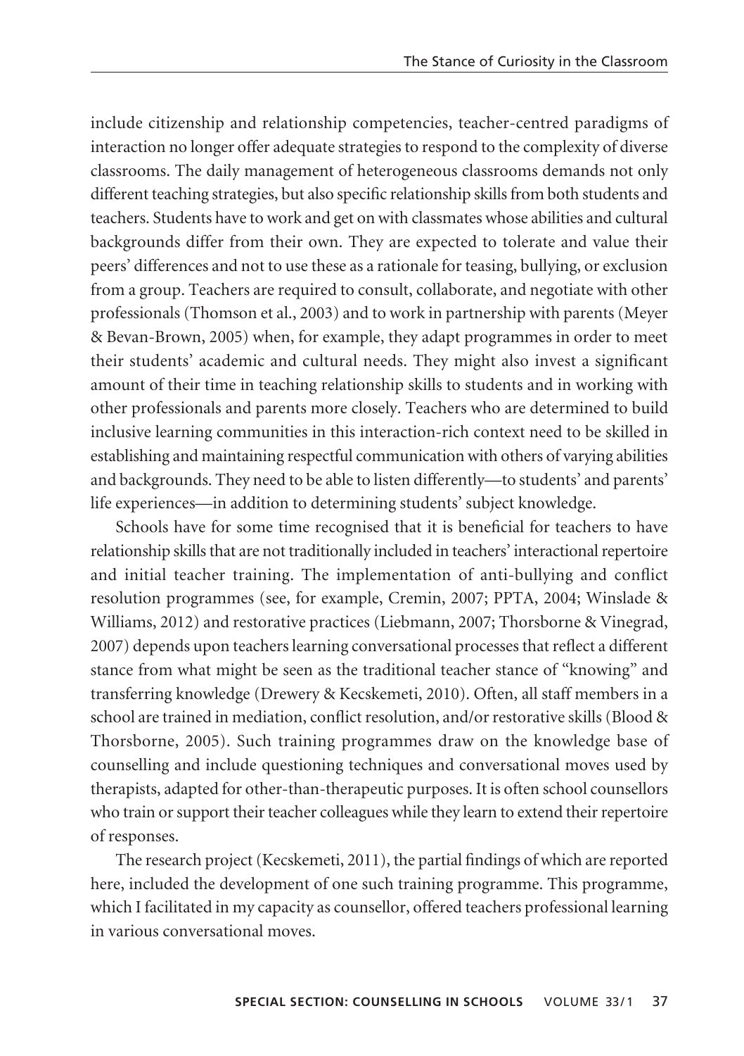include citizenship and relationship competencies, teacher-centred paradigms of interaction no longer offer adequate strategies to respond to the complexity of diverse classrooms. The daily management of heterogeneous classrooms demands not only different teaching strategies, but also specific relationship skills from both students and teachers. Students have to work and get on with classmates whose abilities and cultural backgrounds differ from their own. They are expected to tolerate and value their peers' differences and not to use these as a rationale for teasing, bullying, or exclusion from a group. Teachers are required to consult, collaborate, and negotiate with other professionals (Thomson et al., 2003) and to work in partnership with parents (Meyer & Bevan-Brown, 2005) when, for example, they adapt programmes in order to meet their students' academic and cultural needs. They might also invest a significant amount of their time in teaching relationship skills to students and in working with other professionals and parents more closely. Teachers who are determined to build inclusive learning communities in this interaction-rich context need to be skilled in establishing and maintaining respectful communication with others of varying abilities and backgrounds. They need to be able to listen differently—to students' and parents' life experiences—in addition to determining students' subject knowledge.

Schools have for some time recognised that it is beneficial for teachers to have relationship skills that are not traditionally included in teachers' interactional repertoire and initial teacher training. The implementation of anti-bullying and conflict resolution programmes (see, for example, Cremin, 2007; PPTA, 2004; Winslade & Williams, 2012) and restorative practices (Liebmann, 2007; Thorsborne & Vinegrad, 2007) depends upon teachers learning conversational processes that reflect a different stance from what might be seen as the traditional teacher stance of "knowing" and transferring knowledge (Drewery & Kecskemeti, 2010). Often, all staff members in a school are trained in mediation, conflict resolution, and/or restorative skills (Blood & Thorsborne, 2005). Such training programmes draw on the knowledge base of counselling and include questioning techniques and conversational moves used by therapists, adapted for other-than-therapeutic purposes. It is often school counsellors who train or support their teacher colleagues while they learn to extend their repertoire of responses.

The research project (Kecskemeti, 2011), the partial findings of which are reported here, included the development of one such training programme. This programme, which I facilitated in my capacity as counsellor, offered teachers professional learning in various conversational moves.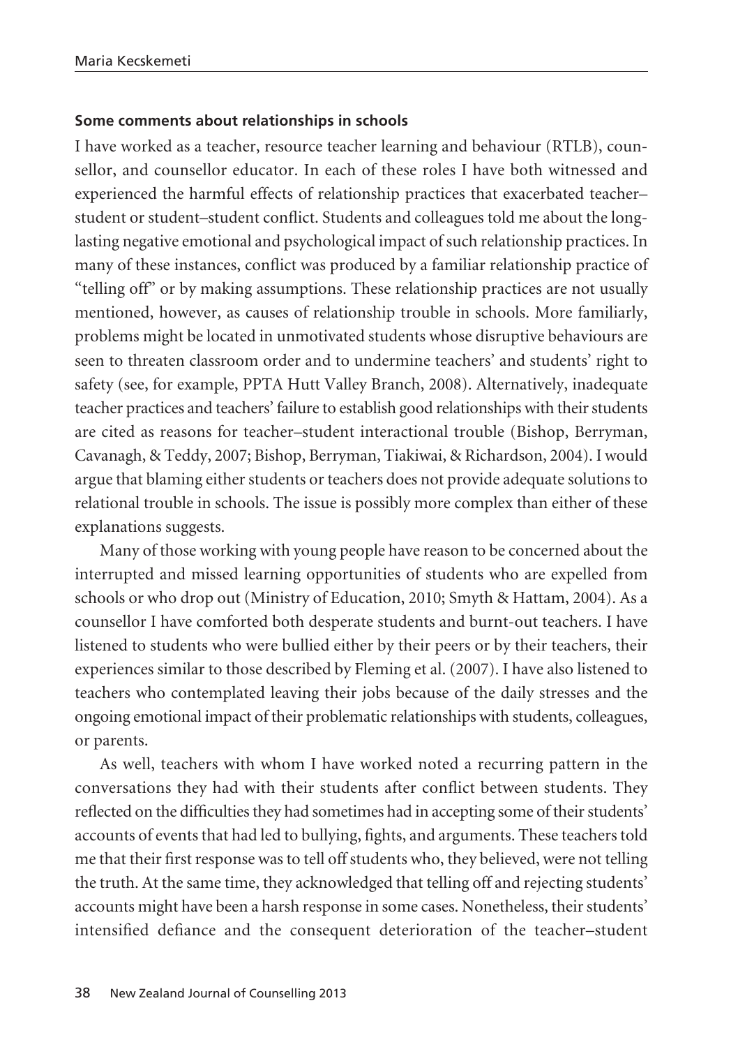#### Some comments about relationships in schools

I have worked as a teacher, resource teacher learning and behaviour (RTLB), counsellor, and counsellor educator. In each of these roles I have both witnessed and experienced the harmful effects of relationship practices that exacerbated teacher–student or student–student conflict. Students and colleagues told me about the long-lasting negative emotional and psychological impact of such relationship practices. In many of these instances, conflict was produced by a familiar relationship practice of "telling off" or by making assumptions. These relationship practices are not usually mentioned, however, as causes of relationship trouble in schools. More familiarly, problems might be located in unmotivated students whose disruptive behaviours are seen to threaten classroom order and to undermine teachers' and students' right to safety (see, for example, PPTA Hutt Valley Branch, 2008). Alternatively, inadequate teacher practices and teachers' failure to establish good relationships with their students are cited as reasons for teacher–student interactional trouble (Bishop, Berryman, Cavanagh, & Teddy, 2007; Bishop, Berryman, Tiakiwai, & Richardson, 2004). I would argue that blaming either students or teachers does not provide adequate solutions to relational trouble in schools. The issue is possibly more complex than either of these explanations suggests.

Many of those working with young people have reason to be concerned about the interrupted and missed learning opportunities of students who are expelled from schools or who drop out (Ministry of Education, 2010; Smyth & Hattam, 2004). As a counsellor I have comforted both desperate students and burnt-out teachers. I have listened to students who were bullied either by their peers or by their teachers, their experiences similar to those described by Fleming et al. (2007). I have also listened to teachers who contemplated leaving their jobs because of the daily stresses and the ongoing emotional impact of their problematic relationships with students, colleagues, or parents.

As well, teachers with whom I have worked noted a recurring pattern in the conversations they had with their students after conflict between students. They reflected on the difficulties they had sometimes had in accepting some of their students' accounts of events that had led to bullying, fights, and arguments. These teachers told me that their first response was to tell off students who, they believed, were not telling the truth. At the same time, they acknowledged that telling off and rejecting students' accounts might have been a harsh response in some cases. Nonetheless, their students' intensified defiance and the consequent deterioration of the teacher–student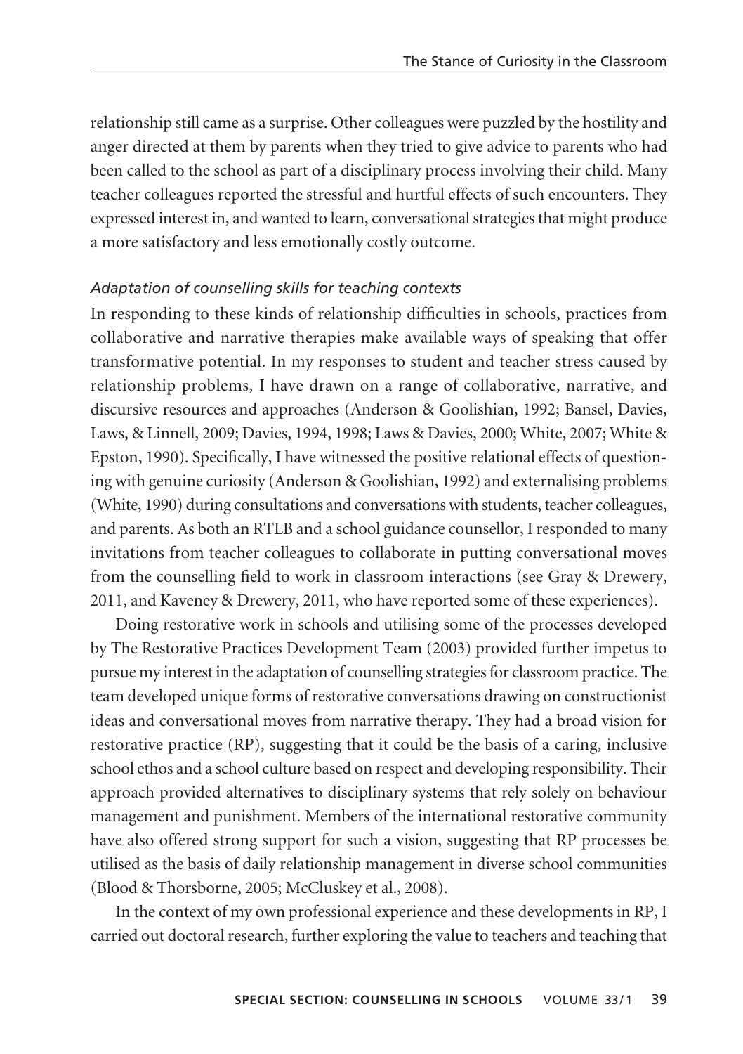relationship still came as a surprise. Other colleagues were puzzled by the hostility and anger directed at them by parents when they tried to give advice to parents who had been called to the school as part of a disciplinary process involving their child. Many teacher colleagues reported the stressful and hurtful effects of such encounters. They expressed interest in, and wanted to learn, conversational strategies that might produce a more satisfactory and less emotionally costly outcome.

### *Adaptation of counselling skills for teaching contexts*

In responding to these kinds of relationship difficulties in schools, practices from collaborative and narrative therapies make available ways of speaking that offer transformative potential. In my responses to student and teacher stress caused by relationship problems, I have drawn on a range of collaborative, narrative, and discursive resources and approaches (Anderson & Goolishian, 1992; Bansel, Davies, Laws, & Linnell, 2009; Davies, 1994, 1998; Laws & Davies, 2000; White, 2007; White & Epston, 1990). Specifically, I have witnessed the positive relational effects of questioning with genuine curiosity (Anderson & Goolishian, 1992) and externalising problems (White, 1990) during consultations and conversations with students, teacher colleagues, and parents. As both an RTLB and a school guidance counsellor, I responded to many invitations from teacher colleagues to collaborate in putting conversational moves from the counselling field to work in classroom interactions (see Gray & Drewery, 2011, and Kaveney & Drewery, 2011, who have reported some of these experiences).

Doing restorative work in schools and utilising some of the processes developed by The Restorative Practices Development Team (2003) provided further impetus to pursue my interest in the adaptation of counselling strategies for classroom practice. The team developed unique forms of restorative conversations drawing on constructionist ideas and conversational moves from narrative therapy. They had a broad vision for restorative practice (RP), suggesting that it could be the basis of a caring, inclusive school ethos and a school culture based on respect and developing responsibility. Their approach provided alternatives to disciplinary systems that rely solely on behaviour management and punishment. Members of the international restorative community have also offered strong support for such a vision, suggesting that RP processes be utilised as the basis of daily relationship management in diverse school communities (Blood & Thorsborne, 2005; McCluskey et al., 2008).

In the context of my own professional experience and these developments in RP, I carried out doctoral research, further exploring the value to teachers and teaching that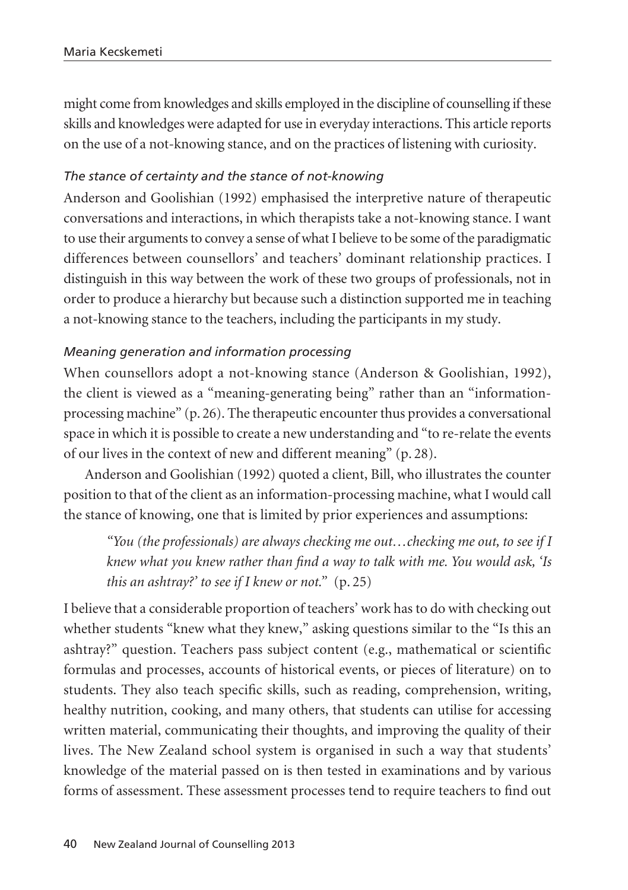might come from knowledges and skills employed in the discipline of counselling if these skills and knowledges were adapted for use in everyday interactions. This article reports on the use of a not-knowing stance, and on the practices of listening with curiosity.

### *The stance of certainty and the stance of not-knowing*

Anderson and Goolishian (1992) emphasised the interpretive nature of therapeutic conversations and interactions, in which therapists take a not-knowing stance. I want to use their arguments to convey a sense of what I believe to be some of the paradigmatic differences between counsellors' and teachers' dominant relationship practices. I distinguish in this way between the work of these two groups of professionals, not in order to produce a hierarchy but because such a distinction supported me in teaching a not-knowing stance to the teachers, including the participants in my study.

### *Meaning generation and information processing*

When counsellors adopt a not-knowing stance (Anderson & Goolishian, 1992), the client is viewed as a "meaning-generating being" rather than an "information-processing machine" (p. 26). The therapeutic encounter thus provides a conversational space in which it is possible to create a new understanding and "to re-relate the events of our lives in the context of new and different meaning" (p. 28).

Anderson and Goolishian (1992) quoted a client, Bill, who illustrates the counter position to that of the client as an information-processing machine, what I would call the stance of knowing, one that is limited by prior experiences and assumptions:

> "*You (the professionals) are always checking me out…checking me out, to see if I knew what you knew rather than find a way to talk with me. You would ask, 'Is this an ashtray?' to see if I knew or not.*" (p. 25)

I believe that a considerable proportion of teachers' work has to do with checking out whether students "knew what they knew," asking questions similar to the "Is this an ashtray?" question. Teachers pass subject content (e.g., mathematical or scientific formulas and processes, accounts of historical events, or pieces of literature) on to students. They also teach specific skills, such as reading, comprehension, writing, healthy nutrition, cooking, and many others, that students can utilise for accessing written material, communicating their thoughts, and improving the quality of their lives. The New Zealand school system is organised in such a way that students' knowledge of the material passed on is then tested in examinations and by various forms of assessment. These assessment processes tend to require teachers to find out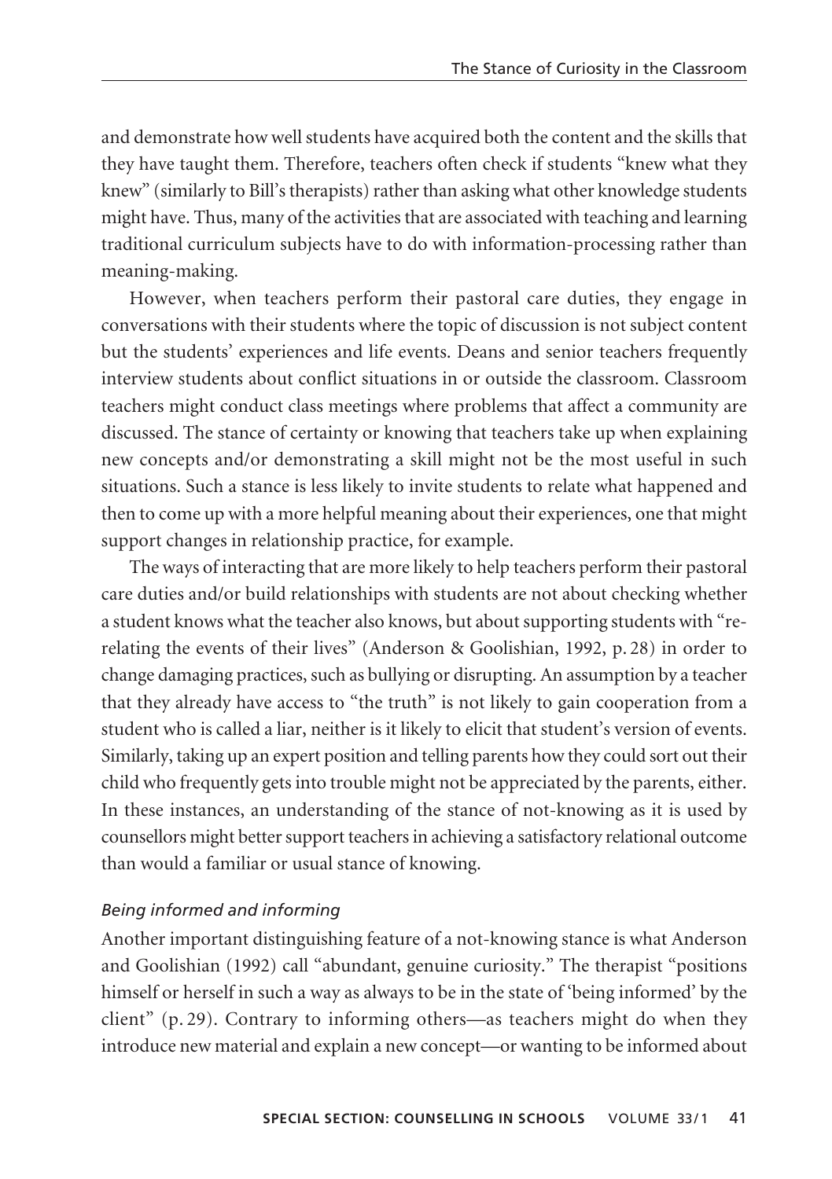and demonstrate how well students have acquired both the content and the skills that they have taught them. Therefore, teachers often check if students "knew what they knew" (similarly to Bill's therapists) rather than asking what other knowledge students might have. Thus, many of the activities that are associated with teaching and learning traditional curriculum subjects have to do with information-processing rather than meaning-making.

However, when teachers perform their pastoral care duties, they engage in conversations with their students where the topic of discussion is not subject content but the students' experiences and life events. Deans and senior teachers frequently interview students about conflict situations in or outside the classroom. Classroom teachers might conduct class meetings where problems that affect a community are discussed. The stance of certainty or knowing that teachers take up when explaining new concepts and/or demonstrating a skill might not be the most useful in such situations. Such a stance is less likely to invite students to relate what happened and then to come up with a more helpful meaning about their experiences, one that might support changes in relationship practice, for example.

The ways of interacting that are more likely to help teachers perform their pastoral care duties and/or build relationships with students are not about checking whether a student knows what the teacher also knows, but about supporting students with "re-relating the events of their lives" (Anderson & Goolishian, 1992, p. 28) in order to change damaging practices, such as bullying or disrupting. An assumption by a teacher that they already have access to "the truth" is not likely to gain cooperation from a student who is called a liar, neither is it likely to elicit that student's version of events. Similarly, taking up an expert position and telling parents how they could sort out their child who frequently gets into trouble might not be appreciated by the parents, either. In these instances, an understanding of the stance of not-knowing as it is used by counsellors might better support teachers in achieving a satisfactory relational outcome than would a familiar or usual stance of knowing.

### *Being informed and informing*

Another important distinguishing feature of a not-knowing stance is what Anderson and Goolishian (1992) call "abundant, genuine curiosity." The therapist "positions himself or herself in such a way as always to be in the state of 'being informed' by the client" (p. 29). Contrary to informing others—as teachers might do when they introduce new material and explain a new concept—or wanting to be informed about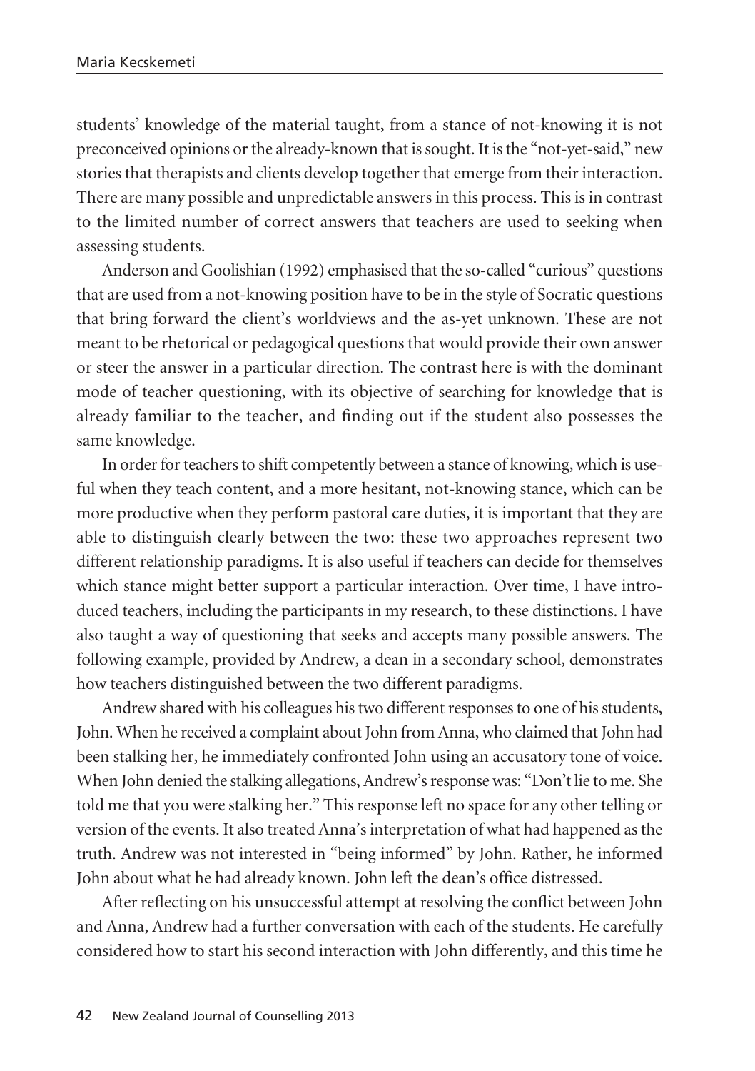students' knowledge of the material taught, from a stance of not-knowing it is not preconceived opinions or the already-known that is sought. It is the "not-yet-said," new stories that therapists and clients develop together that emerge from their interaction. There are many possible and unpredictable answers in this process. This is in contrast to the limited number of correct answers that teachers are used to seeking when assessing students.

Anderson and Goolishian (1992) emphasised that the so-called "curious" questions that are used from a not-knowing position have to be in the style of Socratic questions that bring forward the client's worldviews and the as-yet unknown. These are not meant to be rhetorical or pedagogical questions that would provide their own answer or steer the answer in a particular direction. The contrast here is with the dominant mode of teacher questioning, with its objective of searching for knowledge that is already familiar to the teacher, and finding out if the student also possesses the same knowledge.

In order for teachers to shift competently between a stance of knowing, which is useful when they teach content, and a more hesitant, not-knowing stance, which can be more productive when they perform pastoral care duties, it is important that they are able to distinguish clearly between the two: these two approaches represent two different relationship paradigms. It is also useful if teachers can decide for themselves which stance might better support a particular interaction. Over time, I have introduced teachers, including the participants in my research, to these distinctions. I have also taught a way of questioning that seeks and accepts many possible answers. The following example, provided by Andrew, a dean in a secondary school, demonstrates how teachers distinguished between the two different paradigms.

Andrew shared with his colleagues his two different responses to one of his students, John. When he received a complaint about John from Anna, who claimed that John had been stalking her, he immediately confronted John using an accusatory tone of voice. When John denied the stalking allegations, Andrew's response was: "Don't lie to me. She told me that you were stalking her." This response left no space for any other telling or version of the events. It also treated Anna's interpretation of what had happened as the truth. Andrew was not interested in "being informed" by John. Rather, he informed John about what he had already known. John left the dean's office distressed.

After reflecting on his unsuccessful attempt at resolving the conflict between John and Anna, Andrew had a further conversation with each of the students. He carefully considered how to start his second interaction with John differently, and this time he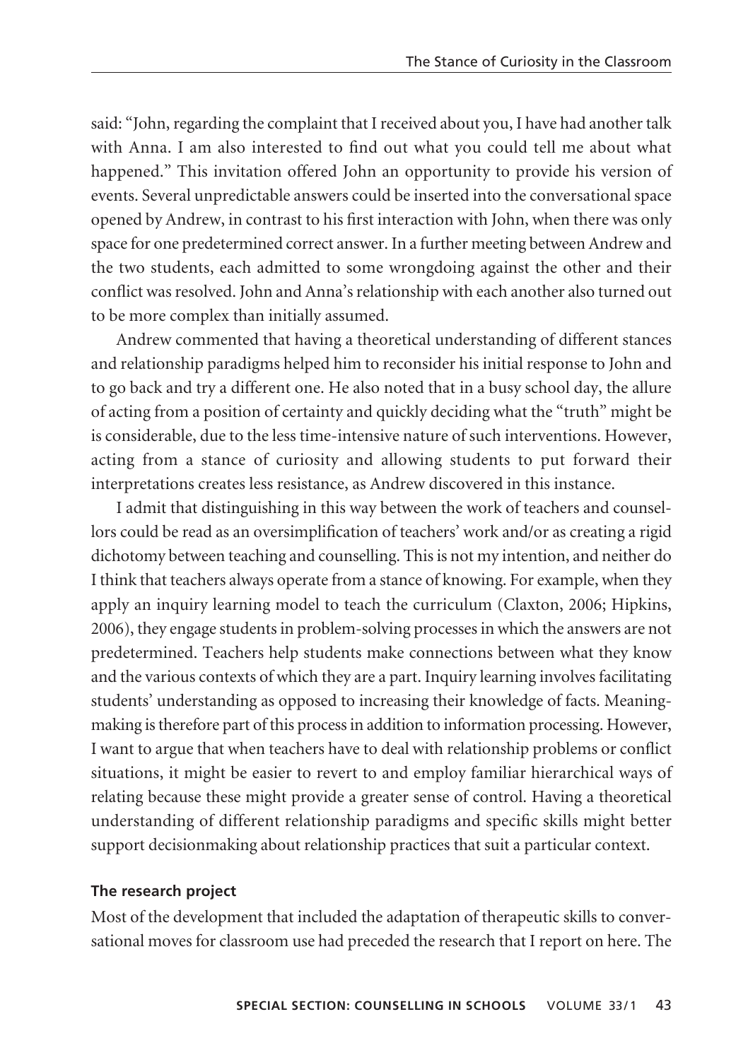said: "John, regarding the complaint that I received about you, I have had another talk with Anna. I am also interested to find out what you could tell me about what happened." This invitation offered John an opportunity to provide his version of events. Several unpredictable answers could be inserted into the conversational space opened by Andrew, in contrast to his first interaction with John, when there was only space for one predetermined correct answer. In a further meeting between Andrew and the two students, each admitted to some wrongdoing against the other and their conflict was resolved. John and Anna's relationship with each another also turned out to be more complex than initially assumed.

Andrew commented that having a theoretical understanding of different stances and relationship paradigms helped him to reconsider his initial response to John and to go back and try a different one. He also noted that in a busy school day, the allure of acting from a position of certainty and quickly deciding what the "truth" might be is considerable, due to the less time-intensive nature of such interventions. However, acting from a stance of curiosity and allowing students to put forward their interpretations creates less resistance, as Andrew discovered in this instance.

I admit that distinguishing in this way between the work of teachers and counsellors could be read as an oversimplification of teachers' work and/or as creating a rigid dichotomy between teaching and counselling. This is not my intention, and neither do I think that teachers always operate from a stance of knowing. For example, when they apply an inquiry learning model to teach the curriculum (Claxton, 2006; Hipkins, 2006), they engage students in problem-solving processes in which the answers are not predetermined. Teachers help students make connections between what they know and the various contexts of which they are a part. Inquiry learning involves facilitating students' understanding as opposed to increasing their knowledge of facts. Meaning-making is therefore part of this process in addition to information processing. However, I want to argue that when teachers have to deal with relationship problems or conflict situations, it might be easier to revert to and employ familiar hierarchical ways of relating because these might provide a greater sense of control. Having a theoretical understanding of different relationship paradigms and specific skills might better support decisionmaking about relationship practices that suit a particular context.

## The research project

Most of the development that included the adaptation of therapeutic skills to conversational moves for classroom use had preceded the research that I report on here. The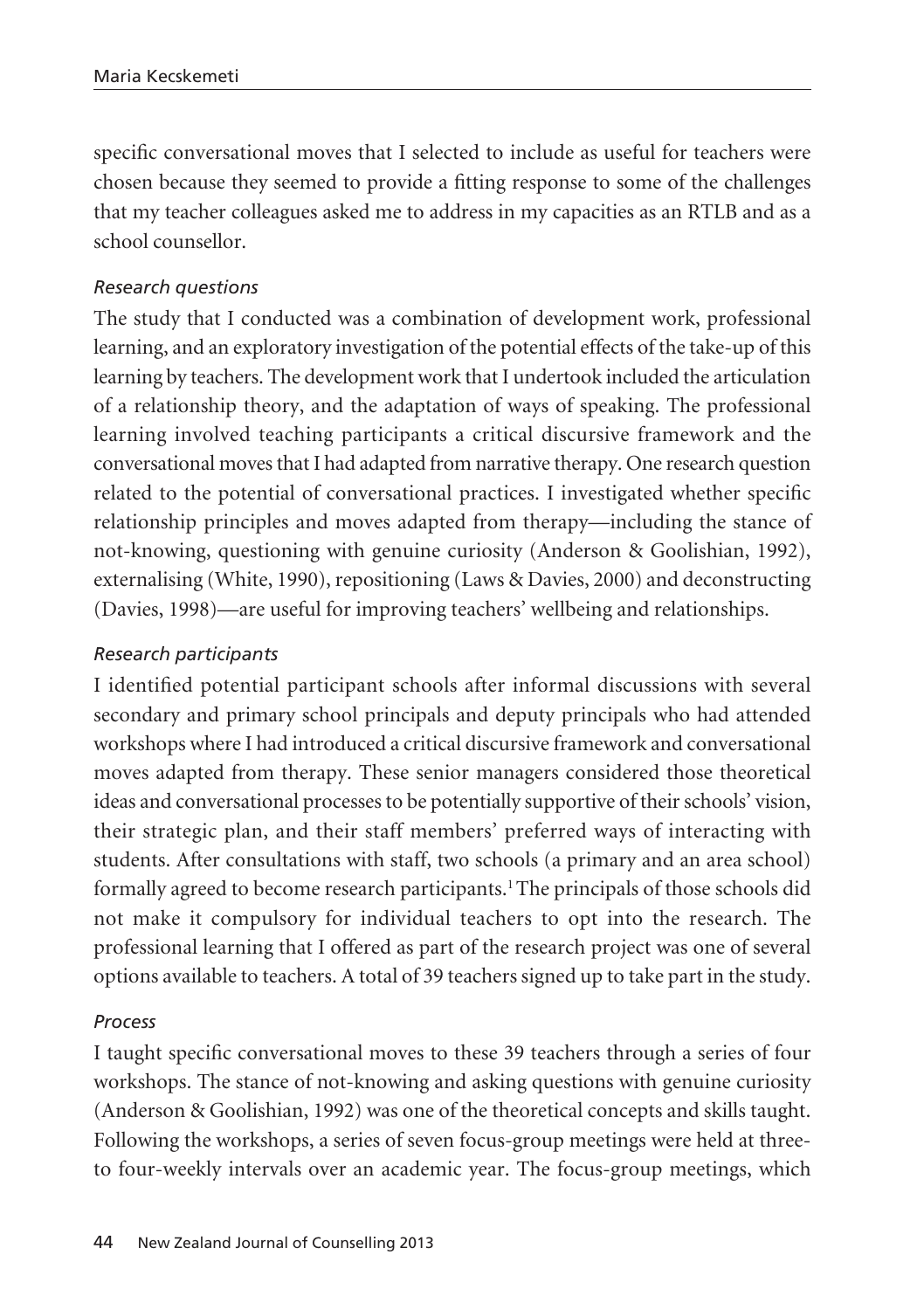specific conversational moves that I selected to include as useful for teachers were chosen because they seemed to provide a fitting response to some of the challenges that my teacher colleagues asked me to address in my capacities as an RTLB and as a school counsellor.

### *Research questions*

The study that I conducted was a combination of development work, professional learning, and an exploratory investigation of the potential effects of the take-up of this learning by teachers. The development work that I undertook included the articulation of a relationship theory, and the adaptation of ways of speaking. The professional learning involved teaching participants a critical discursive framework and the conversational moves that I had adapted from narrative therapy. One research question related to the potential of conversational practices. I investigated whether specific relationship principles and moves adapted from therapy—including the stance of not-knowing, questioning with genuine curiosity (Anderson & Goolishian, 1992), externalising (White, 1990), repositioning (Laws & Davies, 2000) and deconstructing (Davies, 1998)—are useful for improving teachers' wellbeing and relationships.

### *Research participants*

I identified potential participant schools after informal discussions with several secondary and primary school principals and deputy principals who had attended workshops where I had introduced a critical discursive framework and conversational moves adapted from therapy. These senior managers considered those theoretical ideas and conversational processes to be potentially supportive of their schools' vision, their strategic plan, and their staff members' preferred ways of interacting with students. After consultations with staff, two schools (a primary and an area school) formally agreed to become research participants.[1] The principals of those schools did not make it compulsory for individual teachers to opt into the research. The professional learning that I offered as part of the research project was one of several options available to teachers. A total of 39 teachers signed up to take part in the study.

### *Process*

I taught specific conversational moves to these 39 teachers through a series of four workshops. The stance of not-knowing and asking questions with genuine curiosity (Anderson & Goolishian, 1992) was one of the theoretical concepts and skills taught. Following the workshops, a series of seven focus-group meetings were held at three- to four-weekly intervals over an academic year. The focus-group meetings, which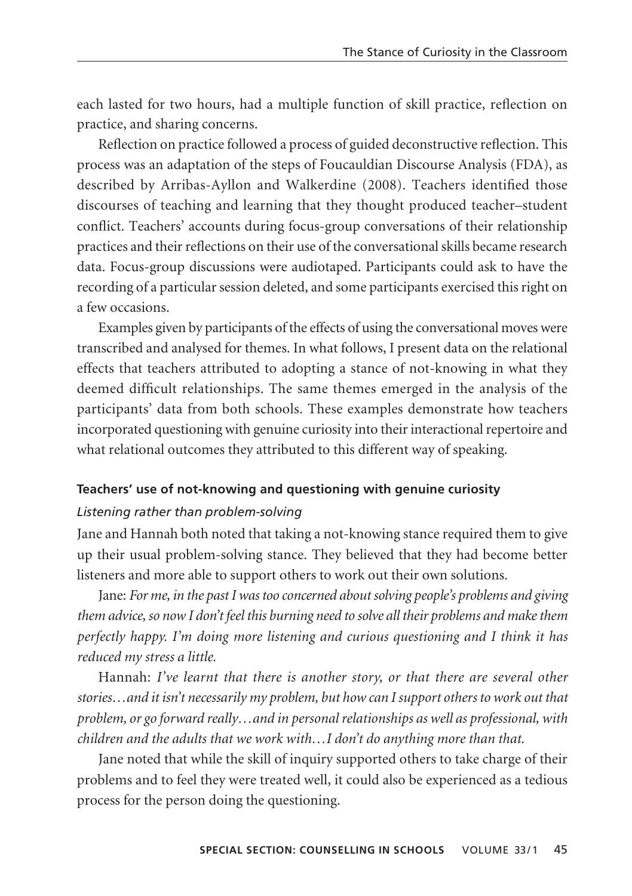each lasted for two hours, had a multiple function of skill practice, reflection on practice, and sharing concerns.

Reflection on practice followed a process of guided deconstructive reflection. This process was an adaptation of the steps of Foucauldian Discourse Analysis (FDA), as described by Arribas-Ayllon and Walkerdine (2008). Teachers identified those discourses of teaching and learning that they thought produced teacher–student conflict. Teachers' accounts during focus-group conversations of their relationship practices and their reflections on their use of the conversational skills became research data. Focus-group discussions were audiotaped. Participants could ask to have the recording of a particular session deleted, and some participants exercised this right on a few occasions.

Examples given by participants of the effects of using the conversational moves were transcribed and analysed for themes. In what follows, I present data on the relational effects that teachers attributed to adopting a stance of not-knowing in what they deemed difficult relationships. The same themes emerged in the analysis of the participants' data from both schools. These examples demonstrate how teachers incorporated questioning with genuine curiosity into their interactional repertoire and what relational outcomes they attributed to this different way of speaking.

### Teachers' use of not-knowing and questioning with genuine curiosity

#### *Listening rather than problem-solving*

Jane and Hannah both noted that taking a not-knowing stance required them to give up their usual problem-solving stance. They believed that they had become better listeners and more able to support others to work out their own solutions.

Jane: *For me, in the past I was too concerned about solving people's problems and giving them advice, so now I don't feel this burning need to solve all their problems and make them perfectly happy. I'm doing more listening and curious questioning and I think it has reduced my stress a little.*

Hannah: *I've learnt that there is another story, or that there are several other stories…and it isn't necessarily my problem, but how can I support others to work out that problem, or go forward really…and in personal relationships as well as professional, with children and the adults that we work with…I don't do anything more than that.*

Jane noted that while the skill of inquiry supported others to take charge of their problems and to feel they were treated well, it could also be experienced as a tedious process for the person doing the questioning.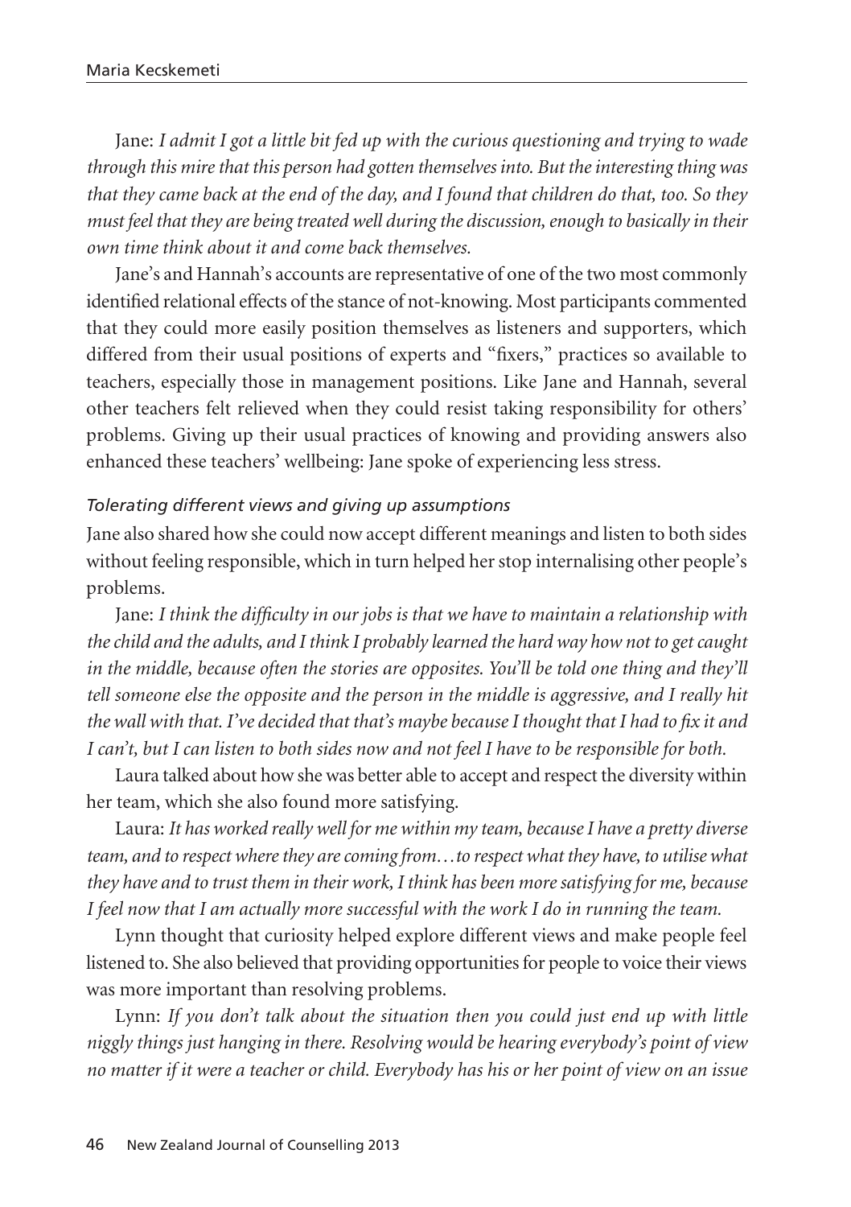Jane: *I admit I got a little bit fed up with the curious questioning and trying to wade through this mire that this person had gotten themselves into. But the interesting thing was that they came back at the end of the day, and I found that children do that, too. So they must feel that they are being treated well during the discussion, enough to basically in their own time think about it and come back themselves.*

Jane's and Hannah's accounts are representative of one of the two most commonly identified relational effects of the stance of not-knowing. Most participants commented that they could more easily position themselves as listeners and supporters, which differed from their usual positions of experts and "fixers," practices so available to teachers, especially those in management positions. Like Jane and Hannah, several other teachers felt relieved when they could resist taking responsibility for others' problems. Giving up their usual practices of knowing and providing answers also enhanced these teachers' wellbeing: Jane spoke of experiencing less stress.

### *Tolerating different views and giving up assumptions*

Jane also shared how she could now accept different meanings and listen to both sides without feeling responsible, which in turn helped her stop internalising other people's problems.

Jane: *I think the difficulty in our jobs is that we have to maintain a relationship with the child and the adults, and I think I probably learned the hard way how not to get caught in the middle, because often the stories are opposites. You'll be told one thing and they'll tell someone else the opposite and the person in the middle is aggressive, and I really hit the wall with that. I've decided that that's maybe because I thought that I had to fix it and I can't, but I can listen to both sides now and not feel I have to be responsible for both.*

Laura talked about how she was better able to accept and respect the diversity within her team, which she also found more satisfying.

Laura: *It has worked really well for me within my team, because I have a pretty diverse team, and to respect where they are coming from…to respect what they have, to utilise what they have and to trust them in their work, I think has been more satisfying for me, because I feel now that I am actually more successful with the work I do in running the team.*

Lynn thought that curiosity helped explore different views and make people feel listened to. She also believed that providing opportunities for people to voice their views was more important than resolving problems.

Lynn: *If you don't talk about the situation then you could just end up with little niggly things just hanging in there. Resolving would be hearing everybody's point of view no matter if it were a teacher or child. Everybody has his or her point of view on an issue*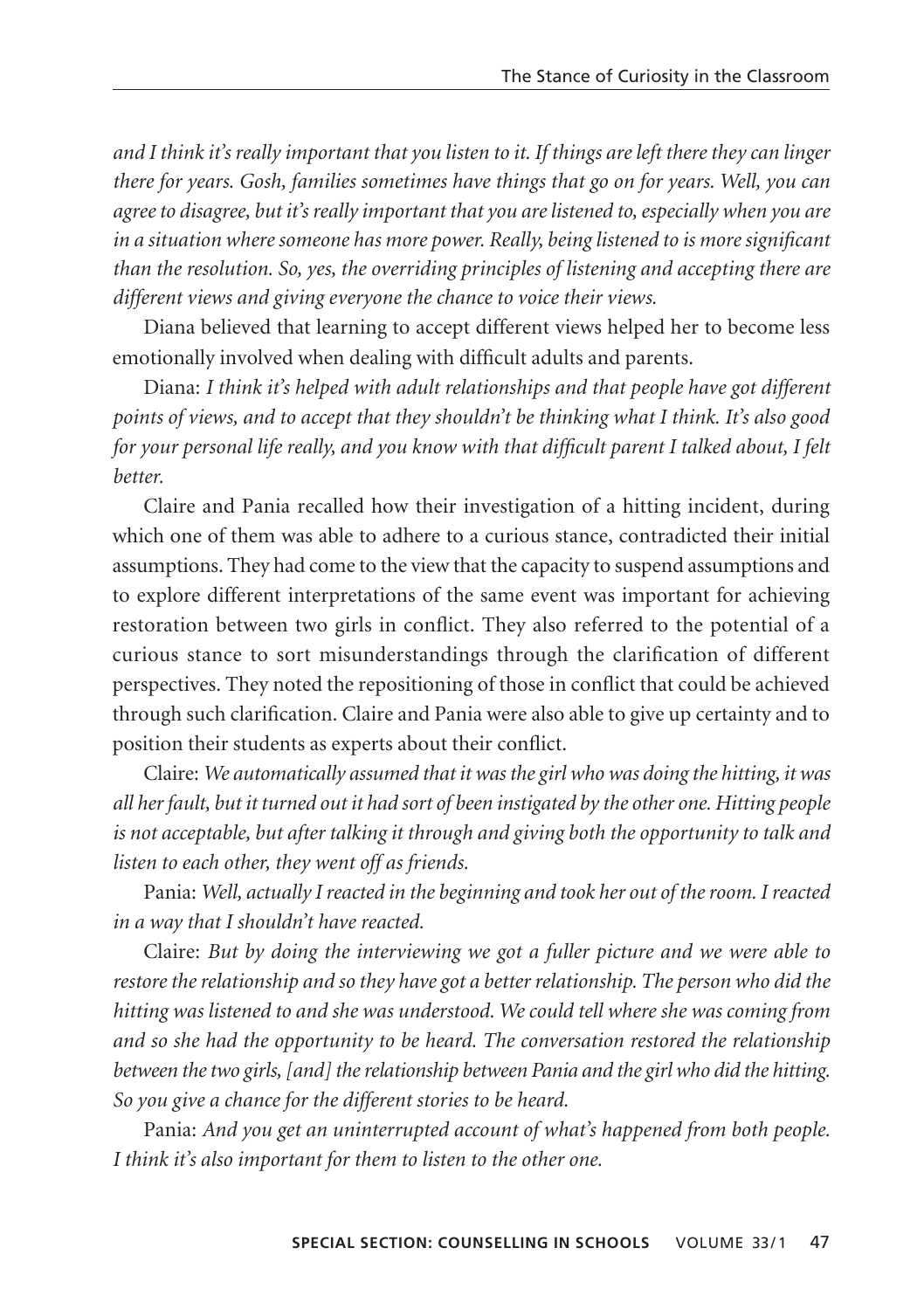*and I think it's really important that you listen to it. If things are left there they can linger there for years. Gosh, families sometimes have things that go on for years. Well, you can agree to disagree, but it's really important that you are listened to, especially when you are in a situation where someone has more power. Really, being listened to is more significant than the resolution. So, yes, the overriding principles of listening and accepting there are different views and giving everyone the chance to voice their views.*

Diana believed that learning to accept different views helped her to become less emotionally involved when dealing with difficult adults and parents.

Diana: *I think it's helped with adult relationships and that people have got different points of views, and to accept that they shouldn't be thinking what I think. It's also good for your personal life really, and you know with that difficult parent I talked about, I felt better.*

Claire and Pania recalled how their investigation of a hitting incident, during which one of them was able to adhere to a curious stance, contradicted their initial assumptions. They had come to the view that the capacity to suspend assumptions and to explore different interpretations of the same event was important for achieving restoration between two girls in conflict. They also referred to the potential of a curious stance to sort misunderstandings through the clarification of different perspectives. They noted the repositioning of those in conflict that could be achieved through such clarification. Claire and Pania were also able to give up certainty and to position their students as experts about their conflict.

Claire: *We automatically assumed that it was the girl who was doing the hitting, it was all her fault, but it turned out it had sort of been instigated by the other one. Hitting people is not acceptable, but after talking it through and giving both the opportunity to talk and listen to each other, they went off as friends.*

Pania: *Well, actually I reacted in the beginning and took her out of the room. I reacted in a way that I shouldn't have reacted.*

Claire: *But by doing the interviewing we got a fuller picture and we were able to restore the relationship and so they have got a better relationship. The person who did the hitting was listened to and she was understood. We could tell where she was coming from and so she had the opportunity to be heard. The conversation restored the relationship between the two girls, [and] the relationship between Pania and the girl who did the hitting. So you give a chance for the different stories to be heard.*

Pania: *And you get an uninterrupted account of what's happened from both people. I think it's also important for them to listen to the other one.*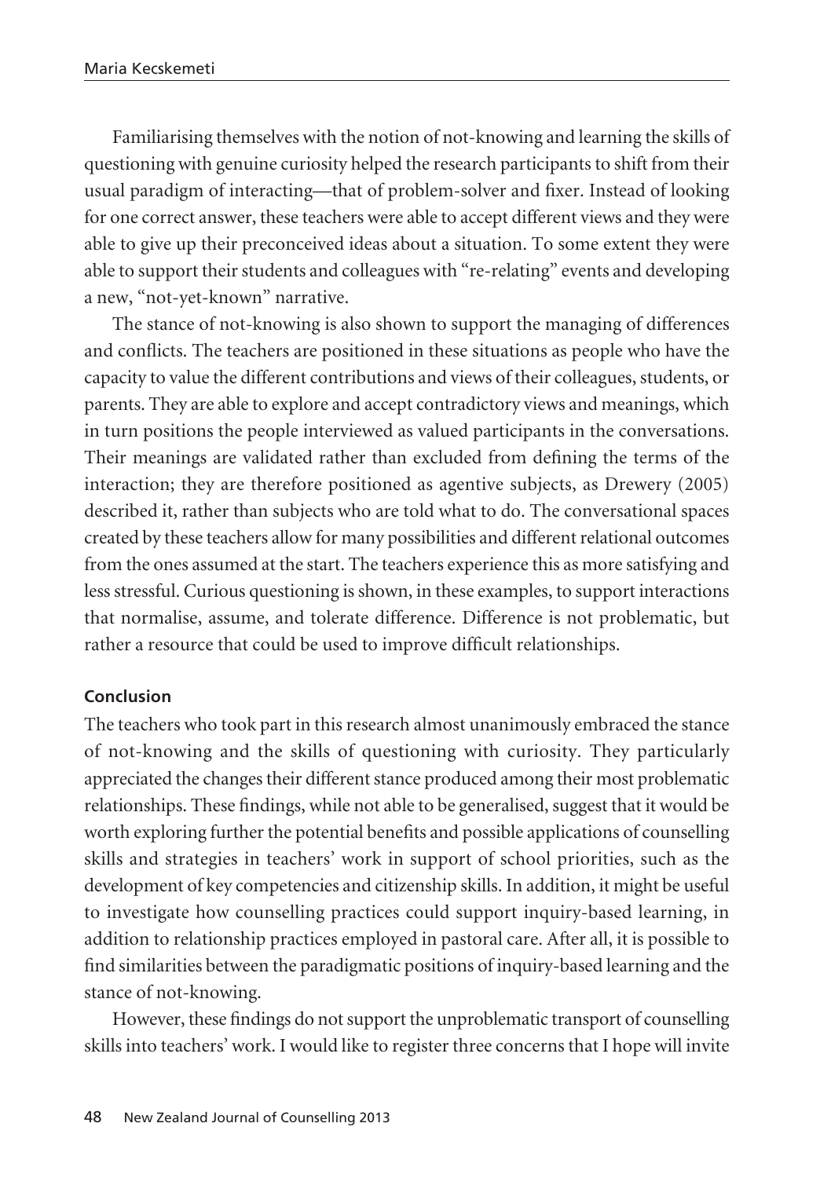Familiarising themselves with the notion of not-knowing and learning the skills of questioning with genuine curiosity helped the research participants to shift from their usual paradigm of interacting—that of problem-solver and fixer. Instead of looking for one correct answer, these teachers were able to accept different views and they were able to give up their preconceived ideas about a situation. To some extent they were able to support their students and colleagues with "re-relating" events and developing a new, "not-yet-known" narrative.

The stance of not-knowing is also shown to support the managing of differences and conflicts. The teachers are positioned in these situations as people who have the capacity to value the different contributions and views of their colleagues, students, or parents. They are able to explore and accept contradictory views and meanings, which in turn positions the people interviewed as valued participants in the conversations. Their meanings are validated rather than excluded from defining the terms of the interaction; they are therefore positioned as agentive subjects, as Drewery (2005) described it, rather than subjects who are told what to do. The conversational spaces created by these teachers allow for many possibilities and different relational outcomes from the ones assumed at the start. The teachers experience this as more satisfying and less stressful. Curious questioning is shown, in these examples, to support interactions that normalise, assume, and tolerate difference. Difference is not problematic, but rather a resource that could be used to improve difficult relationships.

## Conclusion

The teachers who took part in this research almost unanimously embraced the stance of not-knowing and the skills of questioning with curiosity. They particularly appreciated the changes their different stance produced among their most problematic relationships. These findings, while not able to be generalised, suggest that it would be worth exploring further the potential benefits and possible applications of counselling skills and strategies in teachers' work in support of school priorities, such as the development of key competencies and citizenship skills. In addition, it might be useful to investigate how counselling practices could support inquiry-based learning, in addition to relationship practices employed in pastoral care. After all, it is possible to find similarities between the paradigmatic positions of inquiry-based learning and the stance of not-knowing.

However, these findings do not support the unproblematic transport of counselling skills into teachers' work. I would like to register three concerns that I hope will invite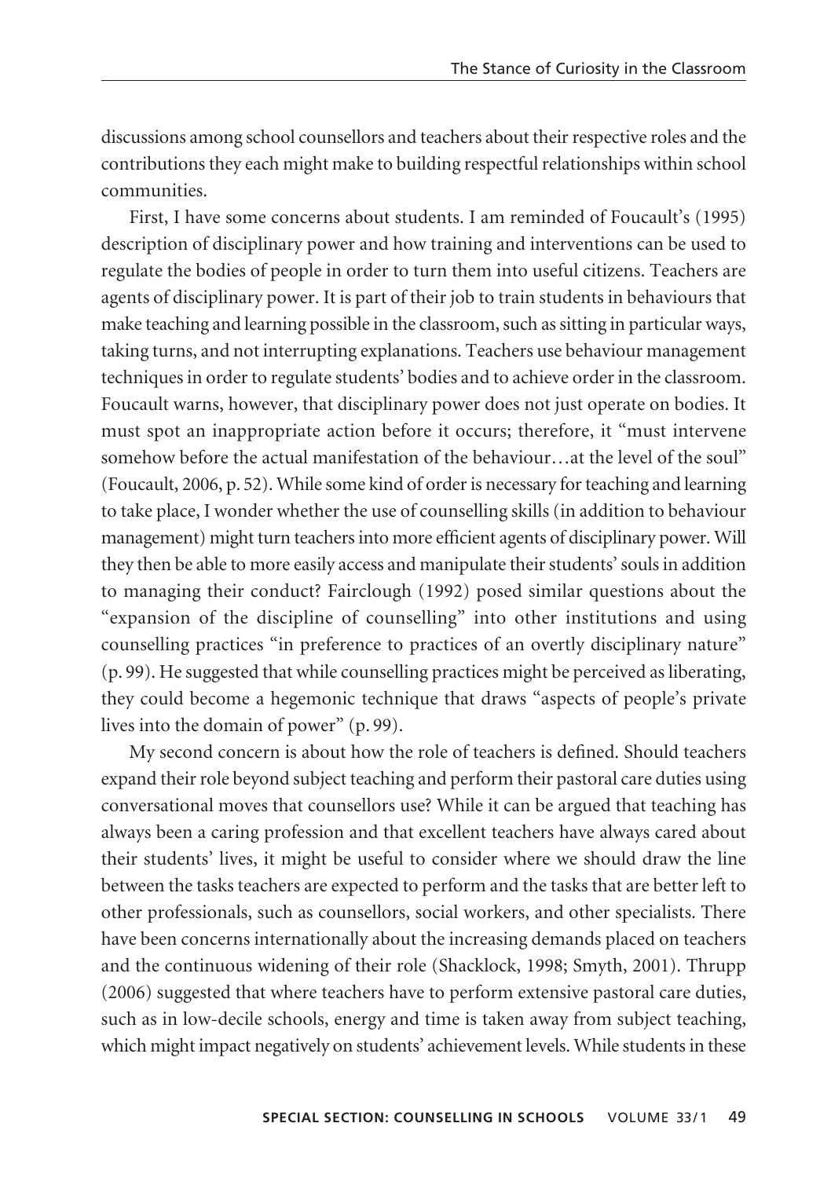discussions among school counsellors and teachers about their respective roles and the contributions they each might make to building respectful relationships within school communities.

First, I have some concerns about students. I am reminded of Foucault's (1995) description of disciplinary power and how training and interventions can be used to regulate the bodies of people in order to turn them into useful citizens. Teachers are agents of disciplinary power. It is part of their job to train students in behaviours that make teaching and learning possible in the classroom, such as sitting in particular ways, taking turns, and not interrupting explanations. Teachers use behaviour management techniques in order to regulate students' bodies and to achieve order in the classroom. Foucault warns, however, that disciplinary power does not just operate on bodies. It must spot an inappropriate action before it occurs; therefore, it "must intervene somehow before the actual manifestation of the behaviour…at the level of the soul" (Foucault, 2006, p. 52). While some kind of order is necessary for teaching and learning to take place, I wonder whether the use of counselling skills (in addition to behaviour management) might turn teachers into more efficient agents of disciplinary power. Will they then be able to more easily access and manipulate their students' souls in addition to managing their conduct? Fairclough (1992) posed similar questions about the "expansion of the discipline of counselling" into other institutions and using counselling practices "in preference to practices of an overtly disciplinary nature" (p. 99). He suggested that while counselling practices might be perceived as liberating, they could become a hegemonic technique that draws "aspects of people's private lives into the domain of power" (p. 99).

My second concern is about how the role of teachers is defined. Should teachers expand their role beyond subject teaching and perform their pastoral care duties using conversational moves that counsellors use? While it can be argued that teaching has always been a caring profession and that excellent teachers have always cared about their students' lives, it might be useful to consider where we should draw the line between the tasks teachers are expected to perform and the tasks that are better left to other professionals, such as counsellors, social workers, and other specialists. There have been concerns internationally about the increasing demands placed on teachers and the continuous widening of their role (Shacklock, 1998; Smyth, 2001). Thrupp (2006) suggested that where teachers have to perform extensive pastoral care duties, such as in low-decile schools, energy and time is taken away from subject teaching, which might impact negatively on students' achievement levels. While students in these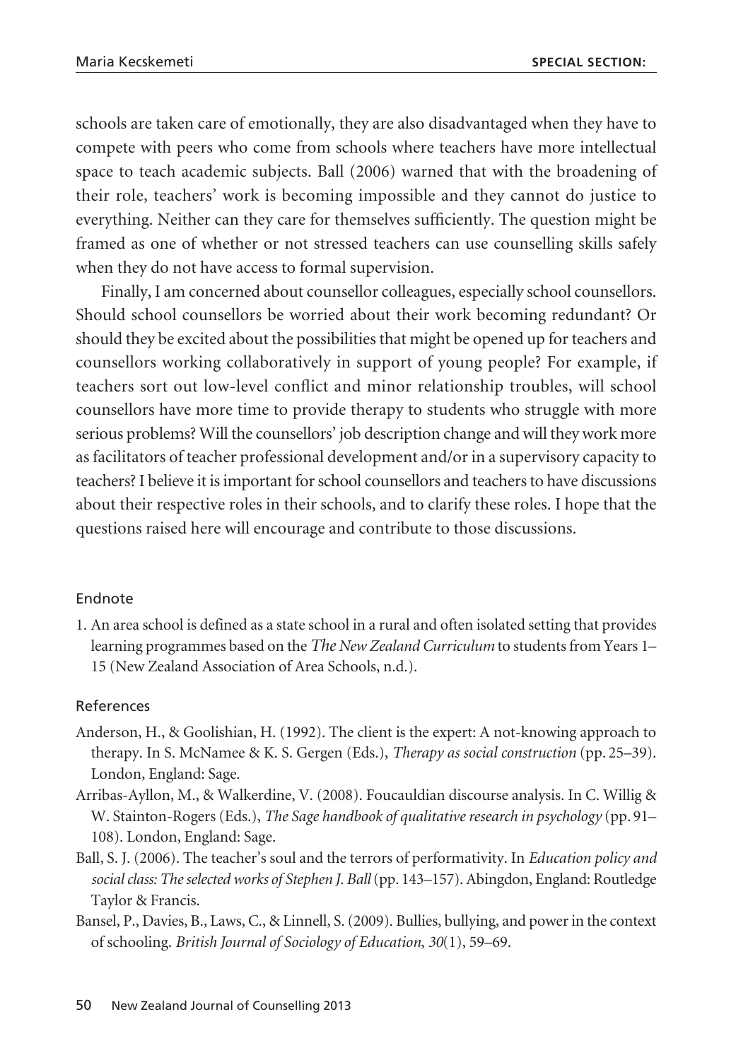schools are taken care of emotionally, they are also disadvantaged when they have to compete with peers who come from schools where teachers have more intellectual space to teach academic subjects. Ball (2006) warned that with the broadening of their role, teachers' work is becoming impossible and they cannot do justice to everything. Neither can they care for themselves sufficiently. The question might be framed as one of whether or not stressed teachers can use counselling skills safely when they do not have access to formal supervision.

Finally, I am concerned about counsellor colleagues, especially school counsellors. Should school counsellors be worried about their work becoming redundant? Or should they be excited about the possibilities that might be opened up for teachers and counsellors working collaboratively in support of young people? For example, if teachers sort out low-level conflict and minor relationship troubles, will school counsellors have more time to provide therapy to students who struggle with more serious problems? Will the counsellors' job description change and will they work more as facilitators of teacher professional development and/or in a supervisory capacity to teachers? I believe it is important for school counsellors and teachers to have discussions about their respective roles in their schools, and to clarify these roles. I hope that the questions raised here will encourage and contribute to those discussions.

### Endnote

1. An area school is defined as a state school in a rural and often isolated setting that provides learning programmes based on the *The New Zealand Curriculum* to students from Years 1–15 (New Zealand Association of Area Schools, n.d.).

### References

Anderson, H., & Goolishian, H. (1992). The client is the expert: A not-knowing approach to therapy. In S. McNamee & K. S. Gergen (Eds.), *Therapy as social construction* (pp. 25–39). London, England: Sage.

Arribas-Ayllon, M., & Walkerdine, V. (2008). Foucauldian discourse analysis. In C. Willig & W. Stainton-Rogers (Eds.), *The Sage handbook of qualitative research in psychology* (pp. 91–108). London, England: Sage.

Ball, S. J. (2006). The teacher's soul and the terrors of performativity. In *Education policy and social class: The selected works of Stephen J. Ball* (pp. 143–157). Abingdon, England: Routledge Taylor & Francis.

Bansel, P., Davies, B., Laws, C., & Linnell, S. (2009). Bullies, bullying, and power in the context of schooling. *British Journal of Sociology of Education*, *30*(1), 59–69.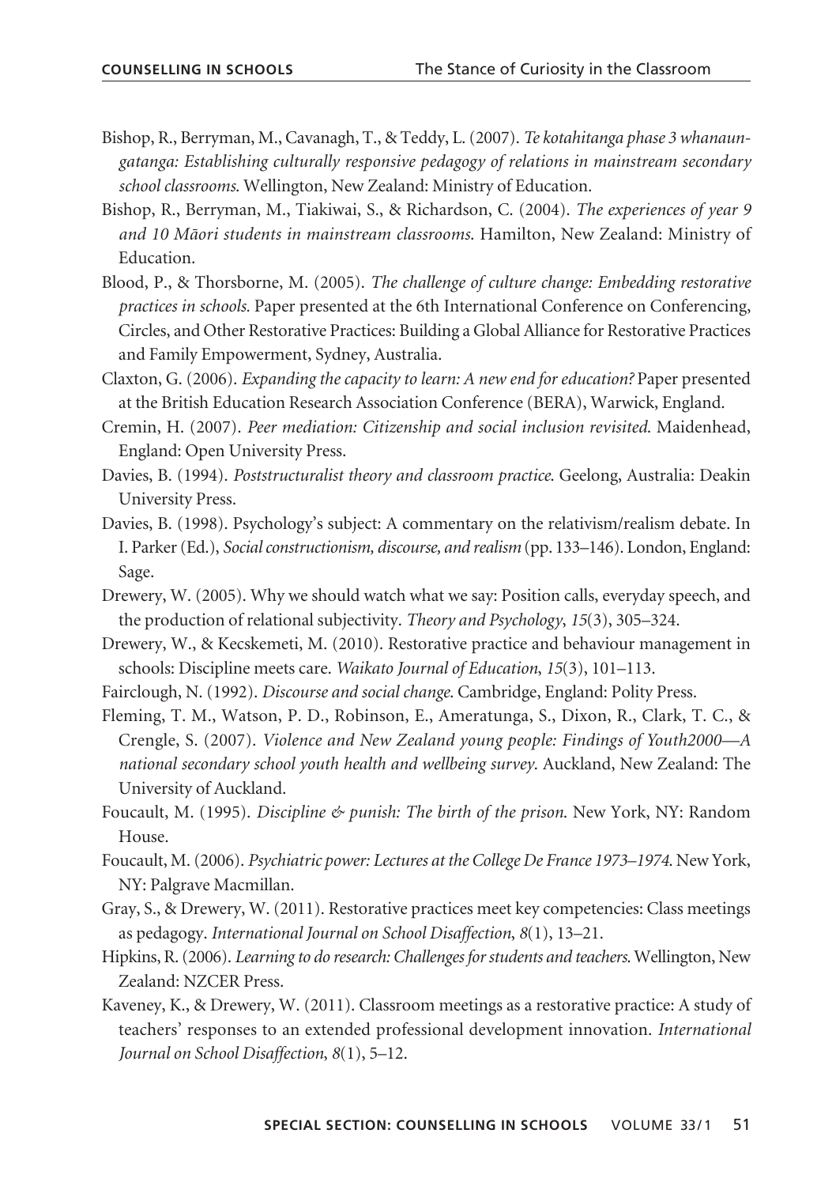Bishop, R., Berryman, M., Cavanagh, T., & Teddy, L. (2007). *Te kotahitanga phase 3 whanaungatanga: Establishing culturally responsive pedagogy of relations in mainstream secondary school classrooms*. Wellington, New Zealand: Ministry of Education.

Bishop, R., Berryman, M., Tiakiwai, S., & Richardson, C. (2004). *The experiences of year 9 and 10 Māori students in mainstream classrooms*. Hamilton, New Zealand: Ministry of Education.

Blood, P., & Thorsborne, M. (2005). *The challenge of culture change: Embedding restorative practices in schools*. Paper presented at the 6th International Conference on Conferencing, Circles, and Other Restorative Practices: Building a Global Alliance for Restorative Practices and Family Empowerment, Sydney, Australia.

Claxton, G. (2006). *Expanding the capacity to learn: A new end for education?* Paper presented at the British Education Research Association Conference (BERA), Warwick, England.

Cremin, H. (2007). *Peer mediation: Citizenship and social inclusion revisited*. Maidenhead, England: Open University Press.

Davies, B. (1994). *Poststructuralist theory and classroom practice*. Geelong, Australia: Deakin University Press.

Davies, B. (1998). Psychology's subject: A commentary on the relativism/realism debate. In I. Parker (Ed.), *Social constructionism, discourse, and realism* (pp. 133–146). London, England: Sage.

Drewery, W. (2005). Why we should watch what we say: Position calls, everyday speech, and the production of relational subjectivity. *Theory and Psychology*, *15*(3), 305–324.

Drewery, W., & Kecskemeti, M. (2010). Restorative practice and behaviour management in schools: Discipline meets care. *Waikato Journal of Education*, *15*(3), 101–113.

Fairclough, N. (1992). *Discourse and social change*. Cambridge, England: Polity Press.

Fleming, T. M., Watson, P. D., Robinson, E., Ameratunga, S., Dixon, R., Clark, T. C., & Crengle, S. (2007). *Violence and New Zealand young people: Findings of Youth2000—A national secondary school youth health and wellbeing survey*. Auckland, New Zealand: The University of Auckland.

Foucault, M. (1995). *Discipline & punish: The birth of the prison*. New York, NY: Random House.

Foucault, M. (2006). *Psychiatric power: Lectures at the College De France 1973–1974*. New York, NY: Palgrave Macmillan.

Gray, S., & Drewery, W. (2011). Restorative practices meet key competencies: Class meetings as pedagogy. *International Journal on School Disaffection*, *8*(1), 13–21.

Hipkins, R. (2006). *Learning to do research: Challenges for students and teachers*. Wellington, New Zealand: NZCER Press.

Kaveney, K., & Drewery, W. (2011). Classroom meetings as a restorative practice: A study of teachers' responses to an extended professional development innovation. *International Journal on School Disaffection*, *8*(1), 5–12.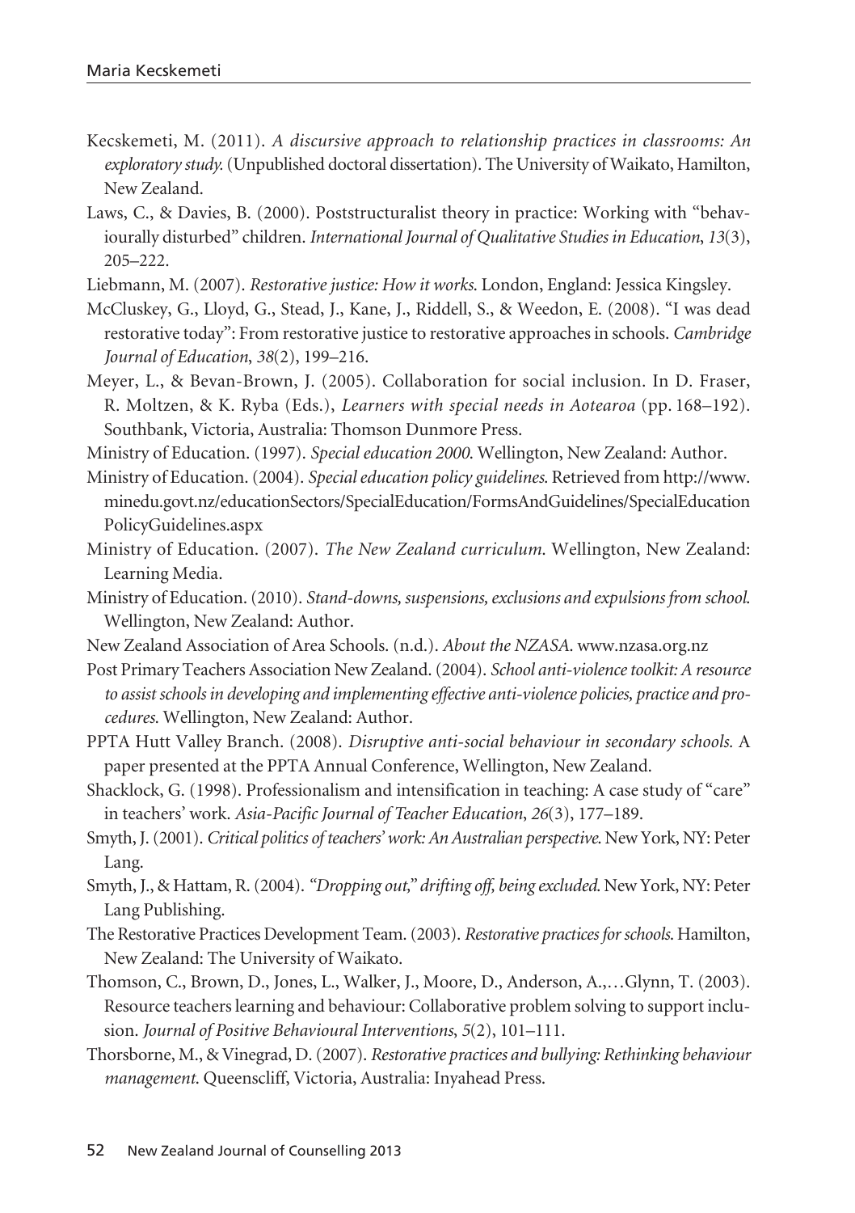Kecskemeti, M. (2011). *A discursive approach to relationship practices in classrooms: An exploratory study.* (Unpublished doctoral dissertation). The University of Waikato, Hamilton, New Zealand.

Laws, C., & Davies, B. (2000). Poststructuralist theory in practice: Working with "behaviourally disturbed" children. *International Journal of Qualitative Studies in Education*, *13*(3), 205–222.

Liebmann, M. (2007). *Restorative justice: How it works.* London, England: Jessica Kingsley.

McCluskey, G., Lloyd, G., Stead, J., Kane, J., Riddell, S., & Weedon, E. (2008). "I was dead restorative today": From restorative justice to restorative approaches in schools. *Cambridge Journal of Education*, *38*(2), 199–216.

Meyer, L., & Bevan-Brown, J. (2005). Collaboration for social inclusion. In D. Fraser, R. Moltzen, & K. Ryba (Eds.), *Learners with special needs in Aotearoa* (pp. 168–192). Southbank, Victoria, Australia: Thomson Dunmore Press.

Ministry of Education. (1997). *Special education 2000.* Wellington, New Zealand: Author.

Ministry of Education. (2004). *Special education policy guidelines.* Retrieved from http://www.minedu.govt.nz/educationSectors/SpecialEducation/FormsAndGuidelines/SpecialEducationPolicyGuidelines.aspx

Ministry of Education. (2007). *The New Zealand curriculum.* Wellington, New Zealand: Learning Media.

Ministry of Education. (2010). *Stand-downs, suspensions, exclusions and expulsions from school.* Wellington, New Zealand: Author.

New Zealand Association of Area Schools. (n.d.). *About the NZASA.* www.nzasa.org.nz

Post Primary Teachers Association New Zealand. (2004). *School anti-violence toolkit: A resource to assist schools in developing and implementing effective anti-violence policies, practice and procedures.* Wellington, New Zealand: Author.

PPTA Hutt Valley Branch. (2008). *Disruptive anti-social behaviour in secondary schools.* A paper presented at the PPTA Annual Conference, Wellington, New Zealand.

Shacklock, G. (1998). Professionalism and intensification in teaching: A case study of "care" in teachers' work. *Asia-Pacific Journal of Teacher Education*, *26*(3), 177–189.

Smyth, J. (2001). *Critical politics of teachers' work: An Australian perspective.* New York, NY: Peter Lang.

Smyth, J., & Hattam, R. (2004). *"Dropping out," drifting off, being excluded.* New York, NY: Peter Lang Publishing.

The Restorative Practices Development Team. (2003). *Restorative practices for schools.* Hamilton, New Zealand: The University of Waikato.

Thomson, C., Brown, D., Jones, L., Walker, J., Moore, D., Anderson, A.,…Glynn, T. (2003). Resource teachers learning and behaviour: Collaborative problem solving to support inclusion. *Journal of Positive Behavioural Interventions*, *5*(2), 101–111.

Thorsborne, M., & Vinegrad, D. (2007). *Restorative practices and bullying: Rethinking behaviour management.* Queenscliff, Victoria, Australia: Inyahead Press.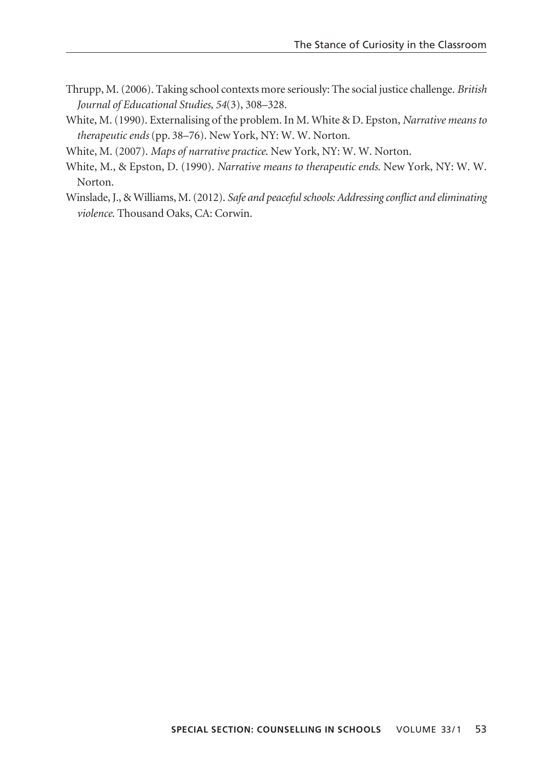Thrupp, M. (2006). Taking school contexts more seriously: The social justice challenge. *British Journal of Educational Studies, 54*(3), 308–328.

White, M. (1990). Externalising of the problem. In M. White & D. Epston, *Narrative means to therapeutic ends* (pp. 38–76). New York, NY: W. W. Norton.

White, M. (2007). *Maps of narrative practice*. New York, NY: W. W. Norton.

White, M., & Epston, D. (1990). *Narrative means to therapeutic ends*. New York, NY: W. W. Norton.

Winslade, J., & Williams, M. (2012). *Safe and peaceful schools: Addressing conflict and eliminating violence*. Thousand Oaks, CA: Corwin.